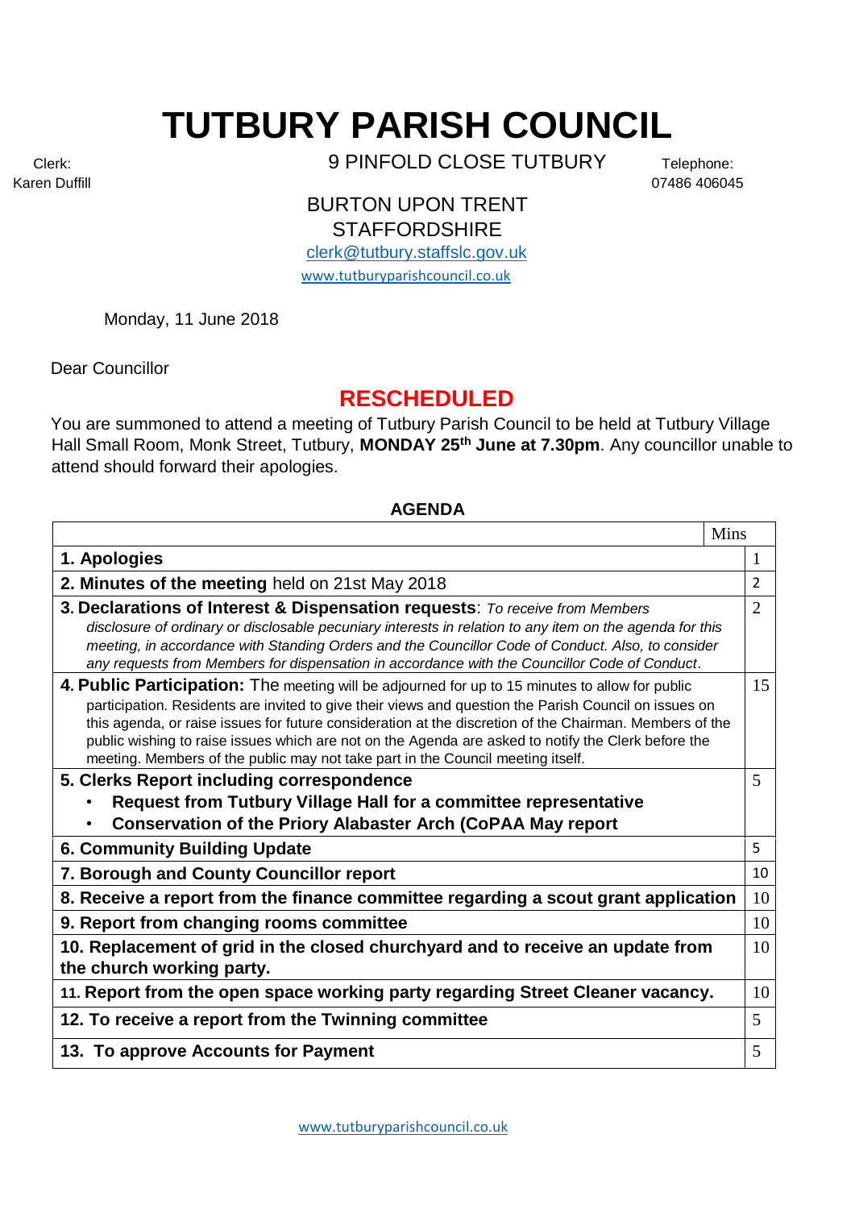# TUTBURY PARISH COUNCIL

Clerk:
Karen Duffill

9 PINFOLD CLOSE TUTBURY

BURTON UPON TRENT
STAFFORDSHIRE

clerk@tutbury.staffslc.gov.uk
www.tutburyparishcouncil.co.uk

Telephone:
07486 406045

Monday, 11 June 2018

Dear Councillor

## RESCHEDULED

You are summoned to attend a meeting of Tutbury Parish Council to be held at Tutbury Village Hall Small Room, Monk Street, Tutbury, **MONDAY 25th June at 7.30pm**. Any councillor unable to attend should forward their apologies.

### AGENDA

| | Mins |
|---|---|
| **1. Apologies** | 1 |
| **2. Minutes of the meeting** held on 21st May 2018 | 2 |
| **3. Declarations of Interest & Dispensation requests**: *To receive from Members disclosure of ordinary or disclosable pecuniary interests in relation to any item on the agenda for this meeting, in accordance with Standing Orders and the Councillor Code of Conduct. Also, to consider any requests from Members for dispensation in accordance with the Councillor Code of Conduct*. | 2 |
| **4. Public Participation:** The meeting will be adjourned for up to 15 minutes to allow for public participation. Residents are invited to give their views and question the Parish Council on issues on this agenda, or raise issues for future consideration at the discretion of the Chairman. Members of the public wishing to raise issues which are not on the Agenda are asked to notify the Clerk before the meeting. Members of the public may not take part in the Council meeting itself. | 15 |
| **5. Clerks Report including correspondence**<br>• **Request from Tutbury Village Hall for a committee representative**<br>• **Conservation of the Priory Alabaster Arch (CoPAA May report** | 5 |
| **6. Community Building Update** | 5 |
| **7. Borough and County Councillor report** | 10 |
| **8. Receive a report from the finance committee regarding a scout grant application** | 10 |
| **9. Report from changing rooms committee** | 10 |
| **10. Replacement of grid in the closed churchyard and to receive an update from the church working party.** | 10 |
| **11. Report from the open space working party regarding Street Cleaner vacancy.** | 10 |
| **12. To receive a report from the Twinning committee** | 5 |
| **13. To approve Accounts for Payment** | 5 |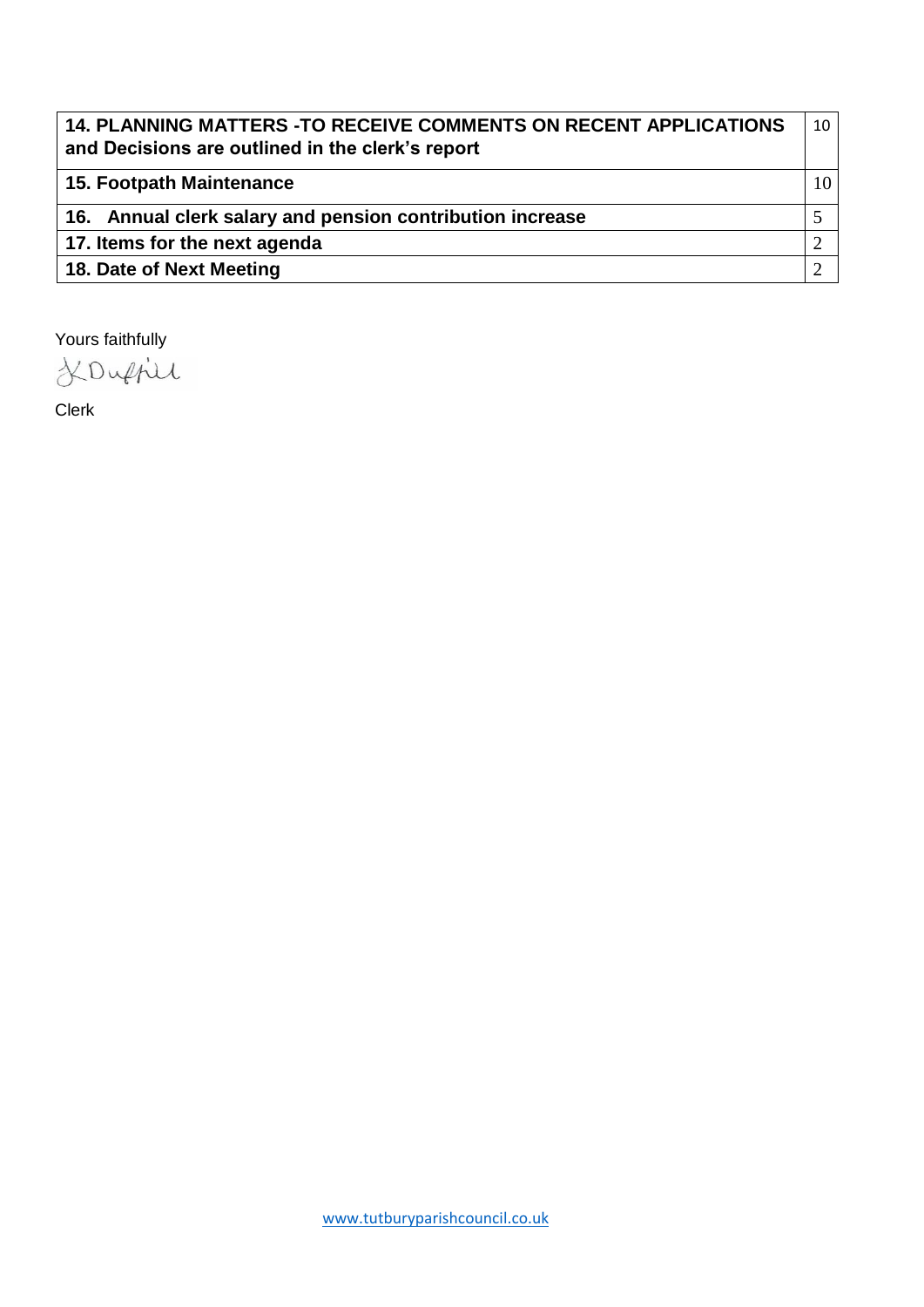| | |
|---|---|
| **14. PLANNING MATTERS -TO RECEIVE COMMENTS ON RECENT APPLICATIONS and Decisions are outlined in the clerk's report** | 10 |
| **15. Footpath Maintenance** | 10 |
| **16. Annual clerk salary and pension contribution increase** | 5 |
| **17. Items for the next agenda** | 2 |
| **18. Date of Next Meeting** | 2 |

Yours faithfully

K Duffill

Clerk

www.tutburyparishcouncil.co.uk